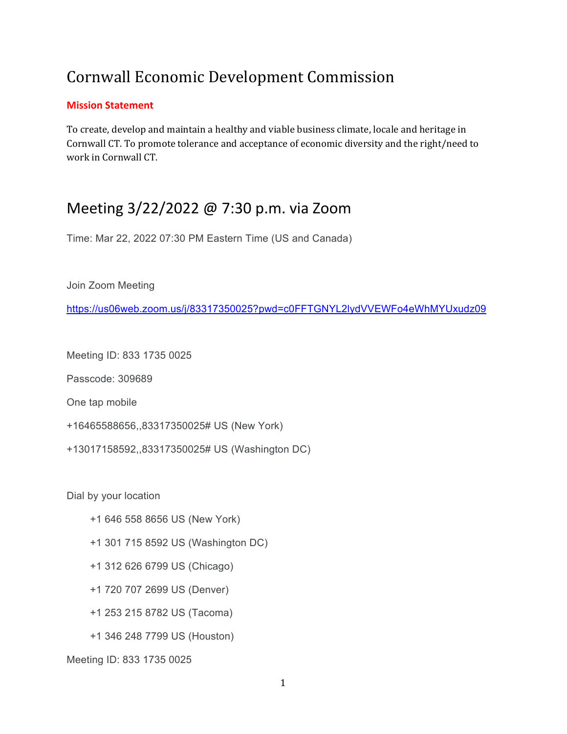# Cornwall Economic Development Commission

**Mission Statement**

To create, develop and maintain a healthy and viable business climate, locale and heritage in Cornwall CT. To promote tolerance and acceptance of economic diversity and the right/need to work in Cornwall CT.

## Meeting 3/22/2022 @ 7:30 p.m. via Zoom

Time: Mar 22, 2022 07:30 PM Eastern Time (US and Canada)

Join Zoom Meeting

https://us06web.zoom.us/j/83317350025?pwd=c0FFTGNYL2lydVVEWFo4eWhMYUxudz09

Meeting ID: 833 1735 0025

Passcode: 309689

One tap mobile

+16465588656,,83317350025# US (New York)

+13017158592,,83317350025# US (Washington DC)

Dial by your location

- +1 646 558 8656 US (New York)
- +1 301 715 8592 US (Washington DC)
- +1 312 626 6799 US (Chicago)
- +1 720 707 2699 US (Denver)
- +1 253 215 8782 US (Tacoma)
- +1 346 248 7799 US (Houston)

Meeting ID: 833 1735 0025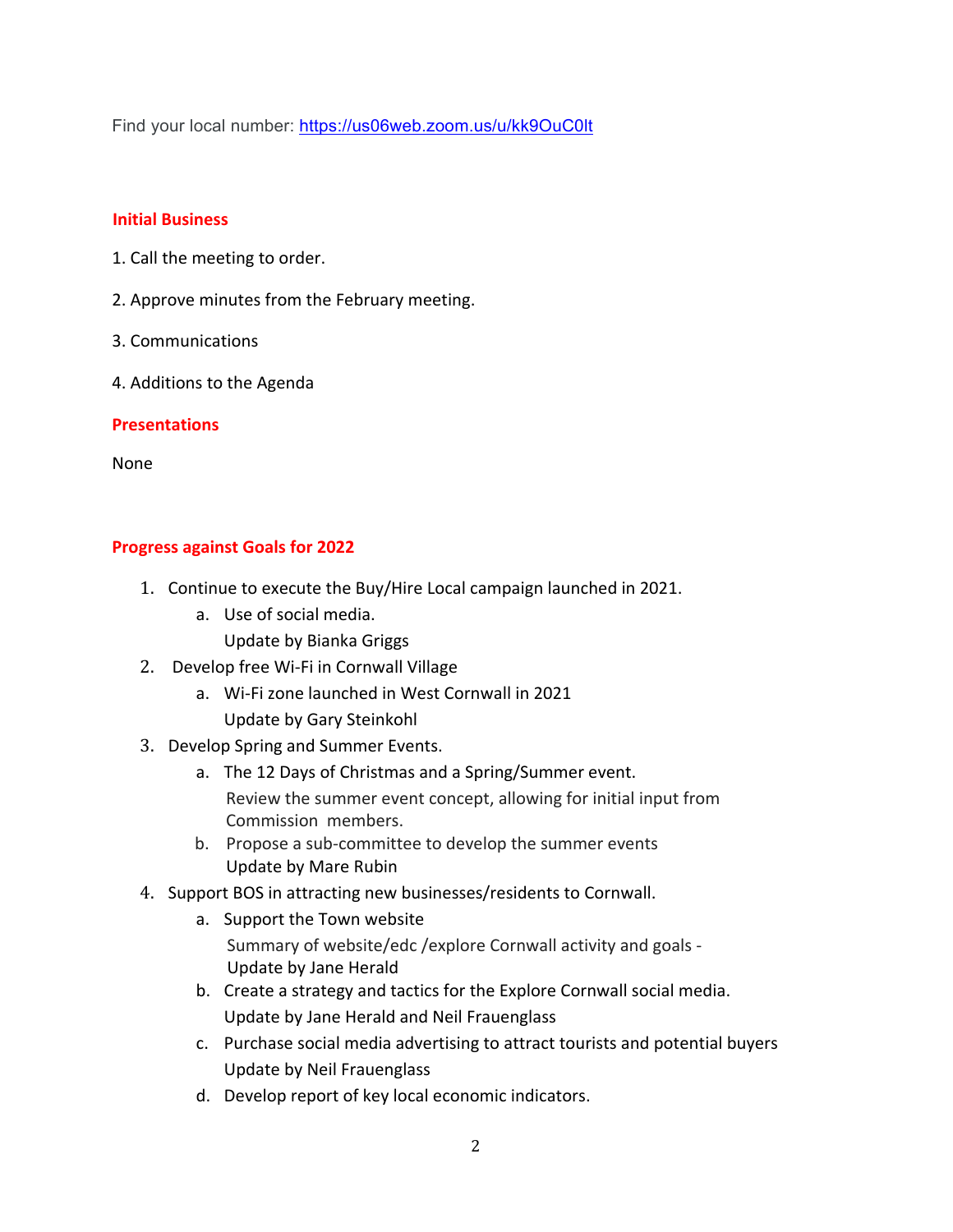Find your local number: [https://us06web.zoom.us/u/kk9OuC0lt](https://us06web.zoom.us/u/kk9OuC0lt)

## Initial Business

1. Call the meeting to order.

2. Approve minutes from the February meeting.

3. Communications

4. Additions to the Agenda

## Presentations

None

## Progress against Goals for 2022

1. Continue to execute the Buy/Hire Local campaign launched in 2021.
   a. Use of social media.
      Update by Bianka Griggs
2. Develop free Wi-Fi in Cornwall Village
   a. Wi-Fi zone launched in West Cornwall in 2021
      Update by Gary Steinkohl
3. Develop Spring and Summer Events.
   a. The 12 Days of Christmas and a Spring/Summer event.
      Review the summer event concept, allowing for initial input from Commission members.
   b. Propose a sub-committee to develop the summer events
      Update by Mare Rubin
4. Support BOS in attracting new businesses/residents to Cornwall.
   a. Support the Town website
      Summary of website/edc /explore Cornwall activity and goals -
      Update by Jane Herald
   b. Create a strategy and tactics for the Explore Cornwall social media.
      Update by Jane Herald and Neil Frauenglass
   c. Purchase social media advertising to attract tourists and potential buyers
      Update by Neil Frauenglass
   d. Develop report of key local economic indicators.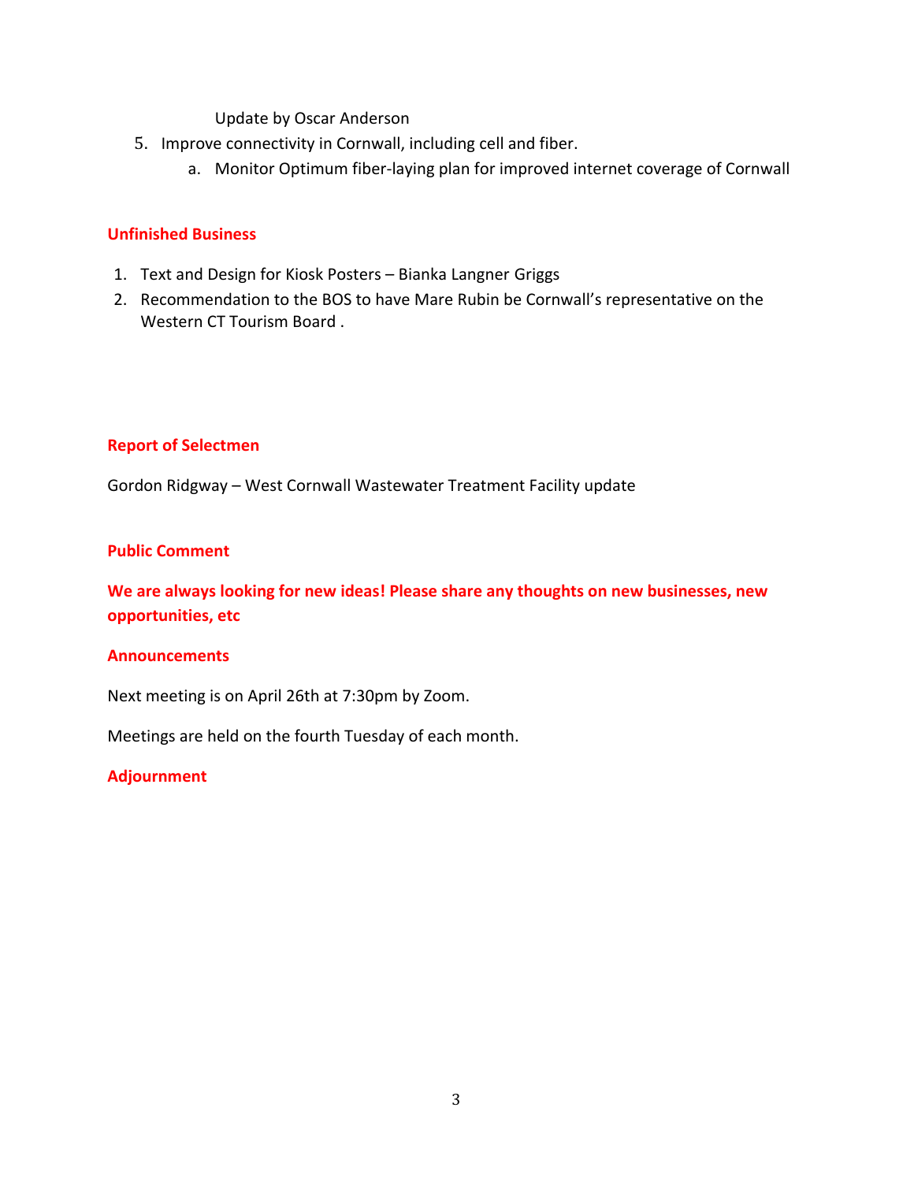Update by Oscar Anderson

5. Improve connectivity in Cornwall, including cell and fiber.
   a. Monitor Optimum fiber-laying plan for improved internet coverage of Cornwall

**Unfinished Business**

1. Text and Design for Kiosk Posters – Bianka Langner Griggs
2. Recommendation to the BOS to have Mare Rubin be Cornwall's representative on the Western CT Tourism Board .

**Report of Selectmen**

Gordon Ridgway – West Cornwall Wastewater Treatment Facility update

**Public Comment**

**We are always looking for new ideas! Please share any thoughts on new businesses, new opportunities, etc**

**Announcements**

Next meeting is on April 26th at 7:30pm by Zoom.

Meetings are held on the fourth Tuesday of each month.

**Adjournment**